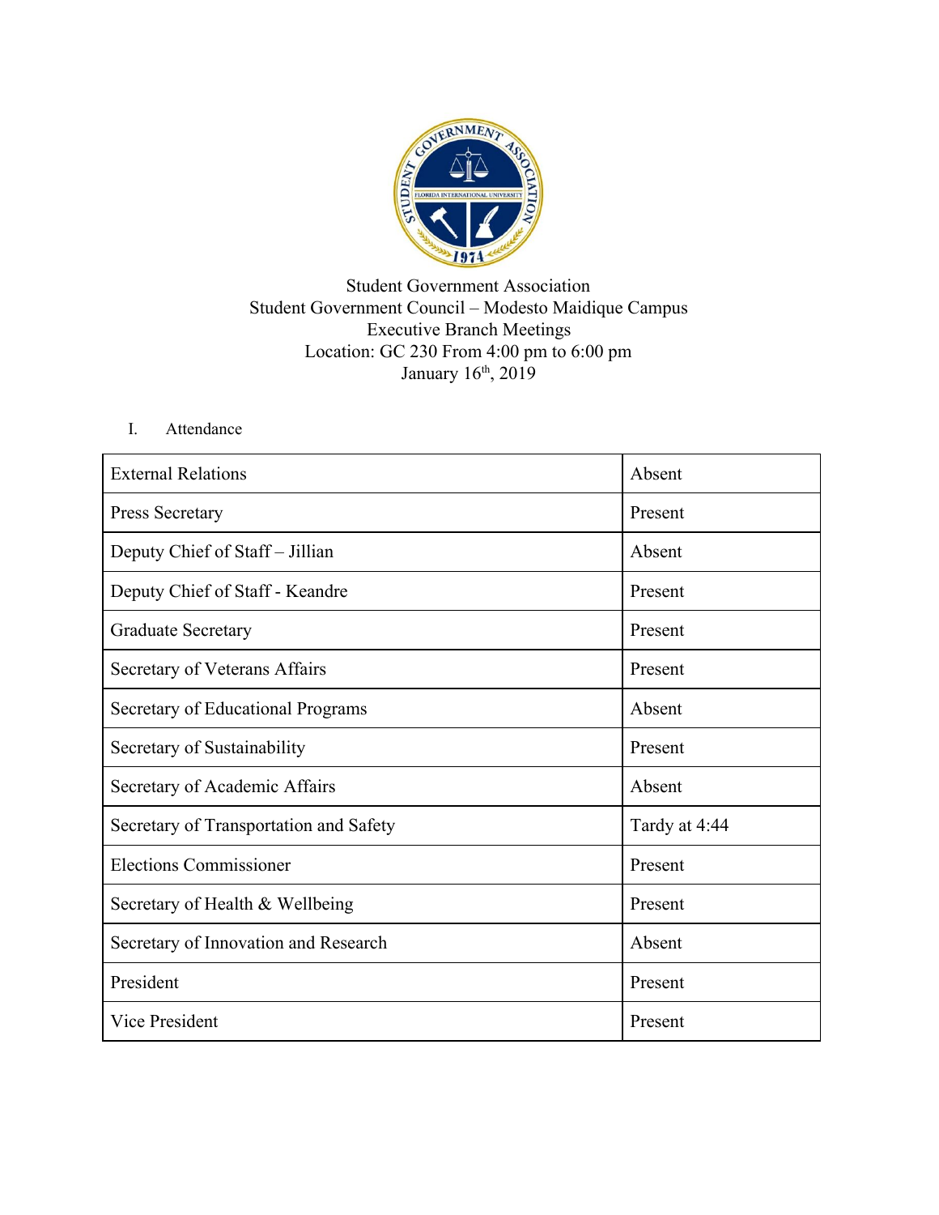Student Government Association
Student Government Council – Modesto Maidique Campus
Executive Branch Meetings
Location: GC 230 From 4:00 pm to 6:00 pm
January 16th, 2019

I. Attendance

| | |
|---|---|
| External Relations | Absent |
| Press Secretary | Present |
| Deputy Chief of Staff – Jillian | Absent |
| Deputy Chief of Staff - Keandre | Present |
| Graduate Secretary | Present |
| Secretary of Veterans Affairs | Present |
| Secretary of Educational Programs | Absent |
| Secretary of Sustainability | Present |
| Secretary of Academic Affairs | Absent |
| Secretary of Transportation and Safety | Tardy at 4:44 |
| Elections Commissioner | Present |
| Secretary of Health & Wellbeing | Present |
| Secretary of Innovation and Research | Absent |
| President | Present |
| Vice President | Present |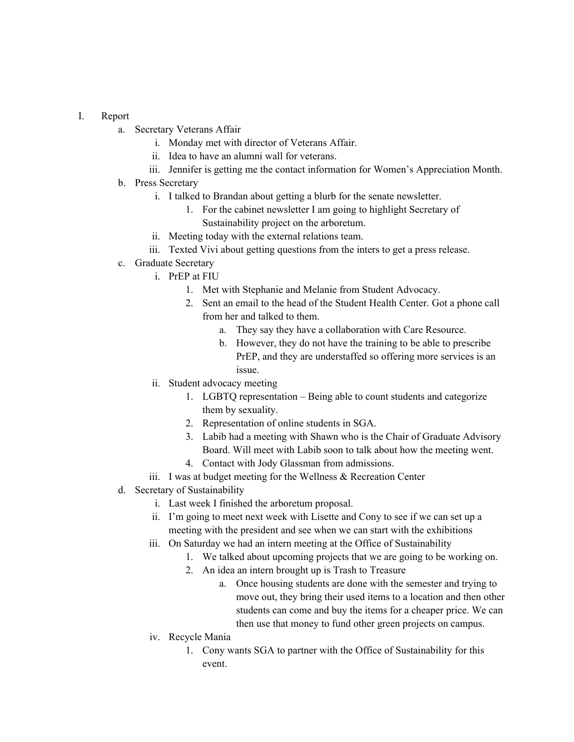I. Report
   a. Secretary Veterans Affair
      i. Monday met with director of Veterans Affair.
      ii. Idea to have an alumni wall for veterans.
      iii. Jennifer is getting me the contact information for Women's Appreciation Month.
   b. Press Secretary
      i. I talked to Brandan about getting a blurb for the senate newsletter.
         1. For the cabinet newsletter I am going to highlight Secretary of Sustainability project on the arboretum.
      ii. Meeting today with the external relations team.
      iii. Texted Vivi about getting questions from the inters to get a press release.
   c. Graduate Secretary
      i. PrEP at FIU
         1. Met with Stephanie and Melanie from Student Advocacy.
         2. Sent an email to the head of the Student Health Center. Got a phone call from her and talked to them.
            a. They say they have a collaboration with Care Resource.
            b. However, they do not have the training to be able to prescribe PrEP, and they are understaffed so offering more services is an issue.
      ii. Student advocacy meeting
         1. LGBTQ representation – Being able to count students and categorize them by sexuality.
         2. Representation of online students in SGA.
         3. Labib had a meeting with Shawn who is the Chair of Graduate Advisory Board. Will meet with Labib soon to talk about how the meeting went.
         4. Contact with Jody Glassman from admissions.
      iii. I was at budget meeting for the Wellness & Recreation Center
   d. Secretary of Sustainability
      i. Last week I finished the arboretum proposal.
      ii. I'm going to meet next week with Lisette and Cony to see if we can set up a meeting with the president and see when we can start with the exhibitions
      iii. On Saturday we had an intern meeting at the Office of Sustainability
         1. We talked about upcoming projects that we are going to be working on.
         2. An idea an intern brought up is Trash to Treasure
            a. Once housing students are done with the semester and trying to move out, they bring their used items to a location and then other students can come and buy the items for a cheaper price. We can then use that money to fund other green projects on campus.
      iv. Recycle Mania
         1. Cony wants SGA to partner with the Office of Sustainability for this event.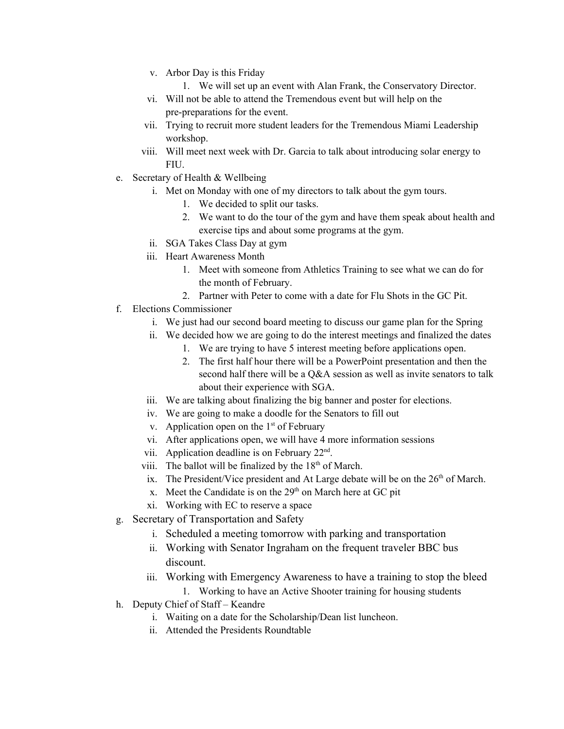v. Arbor Day is this Friday
   1. We will set up an event with Alan Frank, the Conservatory Director.
vi. Will not be able to attend the Tremendous event but will help on the pre-preparations for the event.
vii. Trying to recruit more student leaders for the Tremendous Miami Leadership workshop.
viii. Will meet next week with Dr. Garcia to talk about introducing solar energy to FIU.

e. Secretary of Health & Wellbeing
   i. Met on Monday with one of my directors to talk about the gym tours.
      1. We decided to split our tasks.
      2. We want to do the tour of the gym and have them speak about health and exercise tips and about some programs at the gym.
   ii. SGA Takes Class Day at gym
   iii. Heart Awareness Month
      1. Meet with someone from Athletics Training to see what we can do for the month of February.
      2. Partner with Peter to come with a date for Flu Shots in the GC Pit.

f. Elections Commissioner
   i. We just had our second board meeting to discuss our game plan for the Spring
   ii. We decided how we are going to do the interest meetings and finalized the dates
      1. We are trying to have 5 interest meeting before applications open.
      2. The first half hour there will be a PowerPoint presentation and then the second half there will be a Q&A session as well as invite senators to talk about their experience with SGA.
   iii. We are talking about finalizing the big banner and poster for elections.
   iv. We are going to make a doodle for the Senators to fill out
   v. Application open on the 1st of February
   vi. After applications open, we will have 4 more information sessions
   vii. Application deadline is on February 22nd.
   viii. The ballot will be finalized by the 18th of March.
   ix. The President/Vice president and At Large debate will be on the 26th of March.
   x. Meet the Candidate is on the 29th on March here at GC pit
   xi. Working with EC to reserve a space

g. Secretary of Transportation and Safety
   i. Scheduled a meeting tomorrow with parking and transportation
   ii. Working with Senator Ingraham on the frequent traveler BBC bus discount.
   iii. Working with Emergency Awareness to have a training to stop the bleed
      1. Working to have an Active Shooter training for housing students

h. Deputy Chief of Staff – Keandre
   i. Waiting on a date for the Scholarship/Dean list luncheon.
   ii. Attended the Presidents Roundtable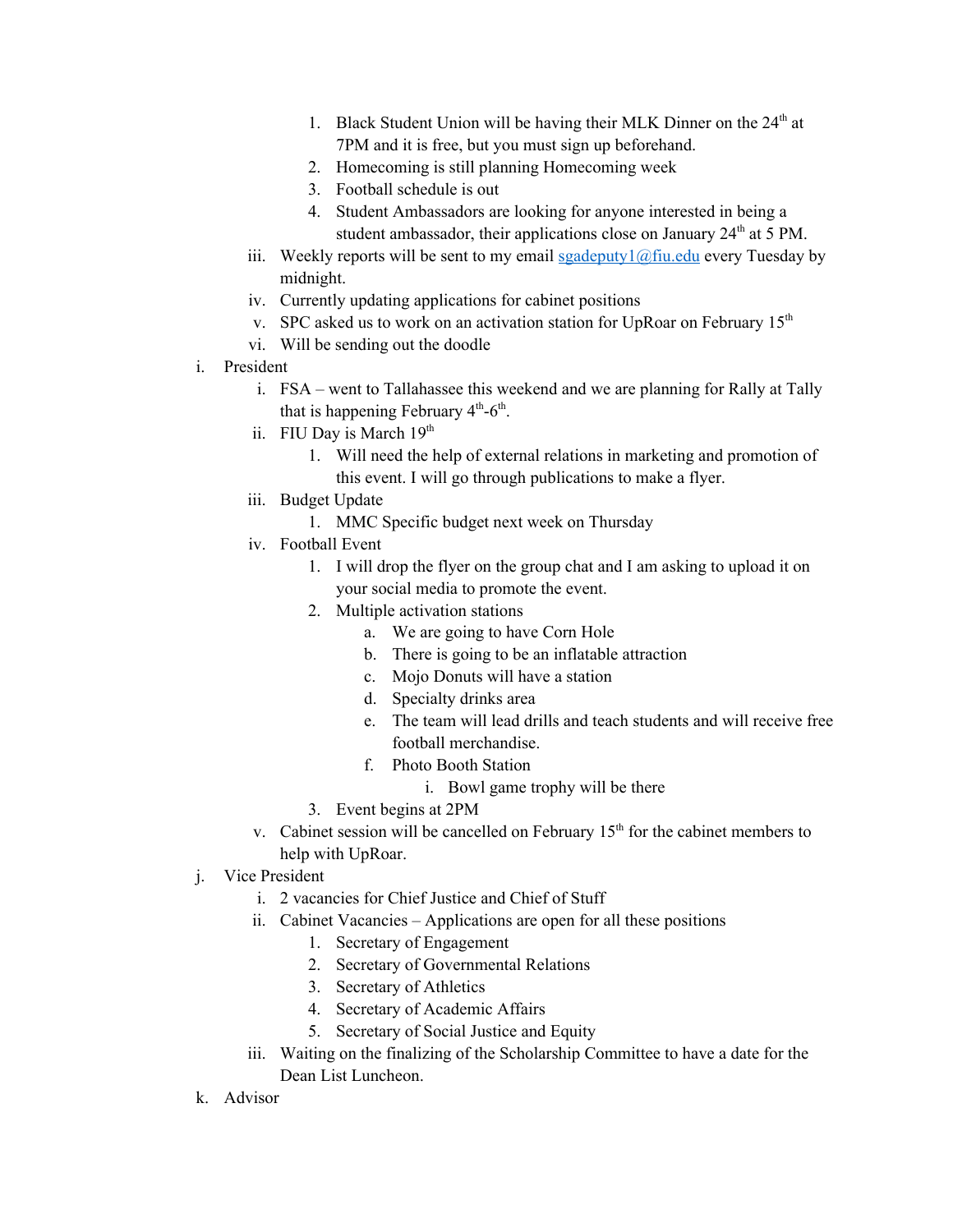1. Black Student Union will be having their MLK Dinner on the 24th at 7PM and it is free, but you must sign up beforehand.
2. Homecoming is still planning Homecoming week
3. Football schedule is out
4. Student Ambassadors are looking for anyone interested in being a student ambassador, their applications close on January 24th at 5 PM.

iii. Weekly reports will be sent to my email [sgadeputy1@fiu.edu](mailto:sgadeputy1@fiu.edu) every Tuesday by midnight.

iv. Currently updating applications for cabinet positions

v. SPC asked us to work on an activation station for UpRoar on February 15th

vi. Will be sending out the doodle

i. President

   i. FSA – went to Tallahassee this weekend and we are planning for Rally at Tally that is happening February 4th-6th.

   ii. FIU Day is March 19th

      1. Will need the help of external relations in marketing and promotion of this event. I will go through publications to make a flyer.

   iii. Budget Update

      1. MMC Specific budget next week on Thursday

   iv. Football Event

      1. I will drop the flyer on the group chat and I am asking to upload it on your social media to promote the event.
      2. Multiple activation stations
         a. We are going to have Corn Hole
         b. There is going to be an inflatable attraction
         c. Mojo Donuts will have a station
         d. Specialty drinks area
         e. The team will lead drills and teach students and will receive free football merchandise.
         f. Photo Booth Station
            i. Bowl game trophy will be there
      3. Event begins at 2PM

   v. Cabinet session will be cancelled on February 15th for the cabinet members to help with UpRoar.

j. Vice President

   i. 2 vacancies for Chief Justice and Chief of Stuff

   ii. Cabinet Vacancies – Applications are open for all these positions

      1. Secretary of Engagement
      2. Secretary of Governmental Relations
      3. Secretary of Athletics
      4. Secretary of Academic Affairs
      5. Secretary of Social Justice and Equity

   iii. Waiting on the finalizing of the Scholarship Committee to have a date for the Dean List Luncheon.

k. Advisor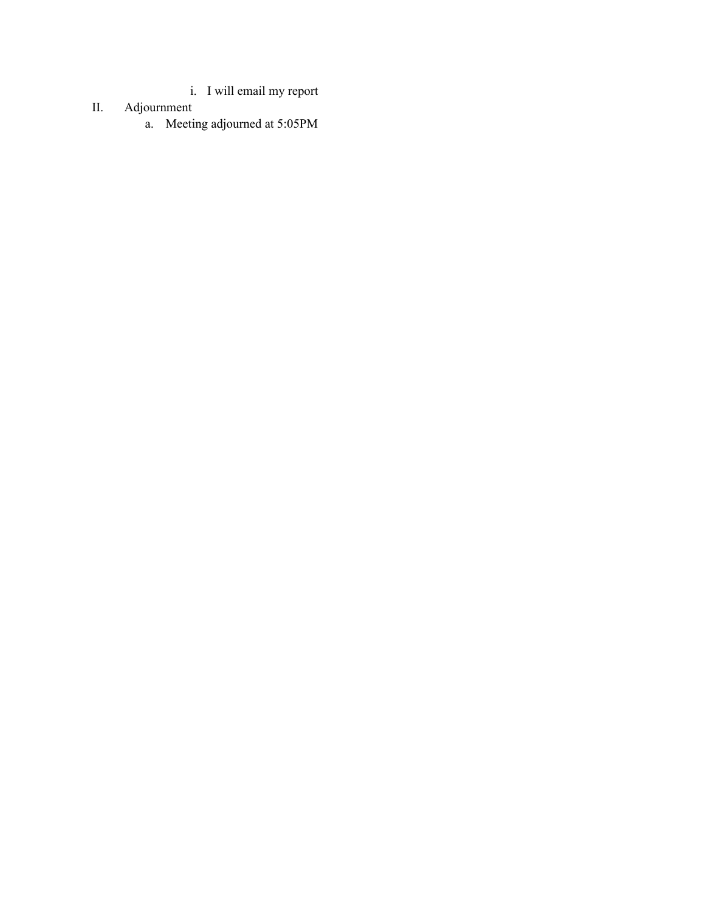i. I will email my report

II. Adjournment
   a. Meeting adjourned at 5:05PM